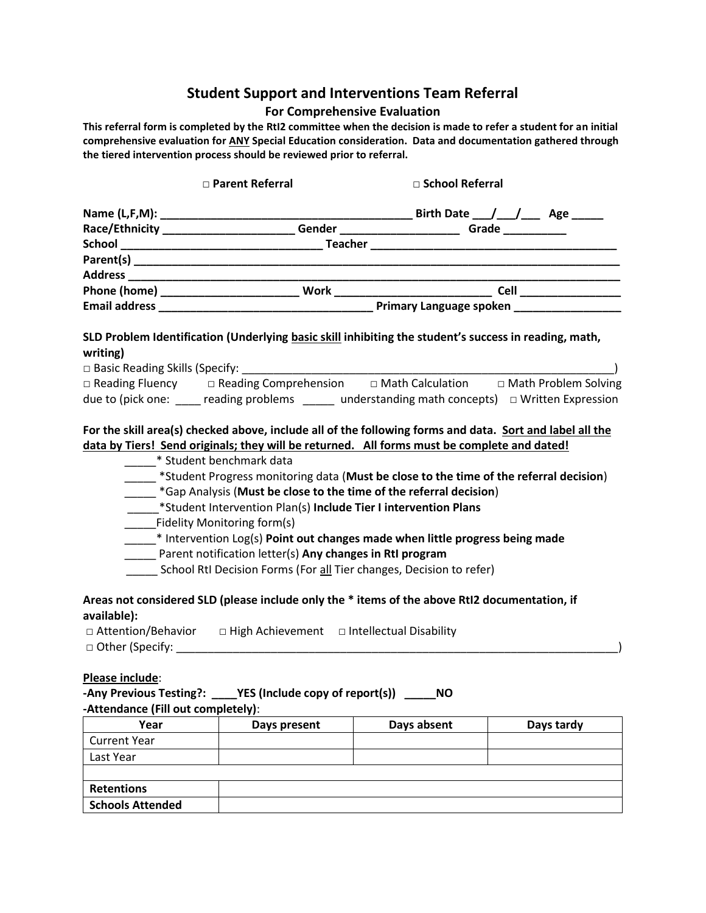# Student Support and Interventions Team Referral

## For Comprehensive Evaluation

**This referral form is completed by the RtI2 committee when the decision is made to refer a student for an initial comprehensive evaluation for <u>ANY</u> Special Education consideration. Data and documentation gathered through the tiered intervention process should be reviewed prior to referral.**

**□ Parent Referral** **□ School Referral**

**Name (L,F,M): _______________________________________ Birth Date ___/___/___ Age _____**
**Race/Ethnicity ____________________ Gender __________________ Grade __________**
**School _______________________________ Teacher _______________________________________**
**Parent(s) ______________________________________________________________________________**
**Address _______________________________________________________________________________**
**Phone (home) _____________________ Work ________________________ Cell ________________**
**Email address _________________________________ Primary Language spoken _________________**

**SLD Problem Identification (Underlying <u>basic skill</u> inhibiting the student's success in reading, math, writing)**

□ Basic Reading Skills (Specify: ___________________________________________________________)
□ Reading Fluency □ Reading Comprehension □ Math Calculation □ Math Problem Solving due to (pick one: ____ reading problems _____ understanding math concepts) □ Written Expression

**For the skill area(s) checked above, include all of the following forms and data. <u>Sort and label all the data by Tiers! Send originals; they will be returned. All forms must be complete and dated!</u>**

- _____* Student benchmark data
- _____ *Student Progress monitoring data (**Must be close to the time of the referral decision**)
- _____ *Gap Analysis (**Must be close to the time of the referral decision**)
- _____*Student Intervention Plan(s) **Include Tier I intervention Plans**
- _____Fidelity Monitoring form(s)
- _____* Intervention Log(s) **Point out changes made when little progress being made**
- _____ Parent notification letter(s) **Any changes in RtI program**
- _____ School RtI Decision Forms (For <u>all</u> Tier changes, Decision to refer)

**Areas not considered SLD (please include only the * items of the above RtI2 documentation, if available):**

□ Attention/Behavior □ High Achievement □ Intellectual Disability
□ Other (Specify: __________________________________________________________________________)

**<u>Please include</u>:**

**-Any Previous Testing?: ____YES (Include copy of report(s)) _____NO**

**-Attendance (Fill out completely)**:

| Year | Days present | Days absent | Days tardy |
|---|---|---|---|
| Current Year | | | |
| Last Year | | | |
| | | | |
| **Retentions** | | | |
| **Schools Attended** | | | |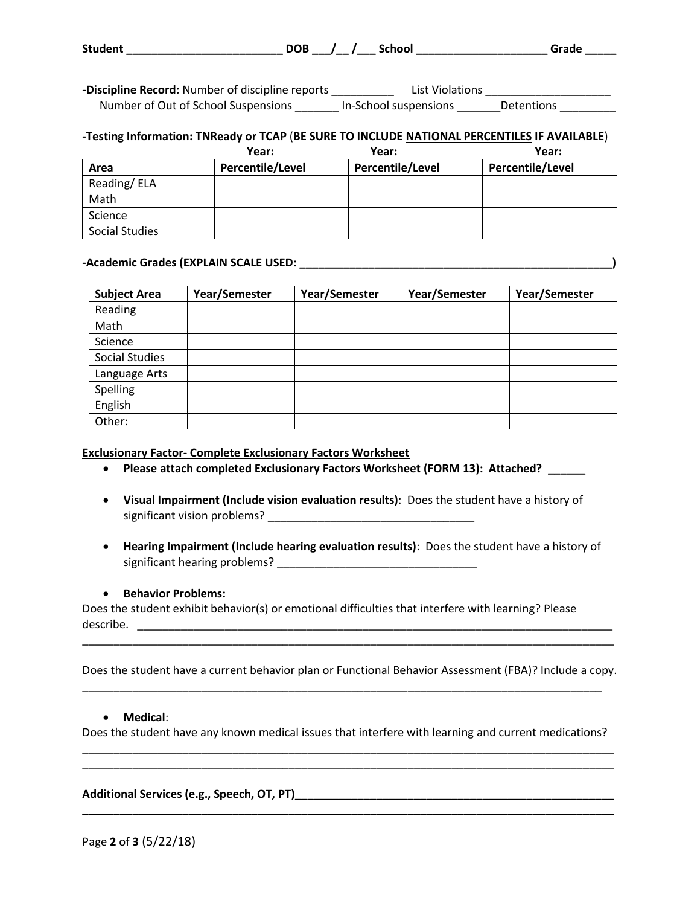**Student \_\_\_\_\_\_\_\_\_\_\_\_\_\_\_\_\_\_\_\_\_\_\_\_\_ DOB \_\_\_/\_\_ /\_\_\_ School \_\_\_\_\_\_\_\_\_\_\_\_\_\_\_\_\_\_\_\_\_ Grade \_\_\_\_\_**

**-Discipline Record:** Number of discipline reports \_\_\_\_\_\_\_\_\_\_ List Violations \_\_\_\_\_\_\_\_\_\_\_\_\_\_\_\_\_\_\_\_
Number of Out of School Suspensions \_\_\_\_\_\_\_ In-School suspensions \_\_\_\_\_\_\_Detentions \_\_\_\_\_\_\_\_\_

**-Testing Information: TNReady or TCAP** (**BE SURE TO INCLUDE <u>NATIONAL PERCENTILES</u> IF AVAILABLE**)

| | **Year:** | **Year:** | **Year:** |
|---|---|---|---|
| **Area** | **Percentile/Level** | **Percentile/Level** | **Percentile/Level** |
| Reading/ ELA | | | |
| Math | | | |
| Science | | | |
| Social Studies | | | |

**-Academic Grades (EXPLAIN SCALE USED: \_\_\_\_\_\_\_\_\_\_\_\_\_\_\_\_\_\_\_\_\_\_\_\_\_\_\_\_\_\_\_\_\_\_\_\_\_\_\_\_\_\_\_\_\_\_\_\_\_\_\_\_)**

| **Subject Area** | **Year/Semester** | **Year/Semester** | **Year/Semester** | **Year/Semester** |
|---|---|---|---|---|
| Reading | | | | |
| Math | | | | |
| Science | | | | |
| Social Studies | | | | |
| Language Arts | | | | |
| Spelling | | | | |
| English | | | | |
| Other: | | | | |

**<u>Exclusionary Factor- Complete Exclusionary Factors Worksheet</u>**

- **Please attach completed Exclusionary Factors Worksheet (FORM 13): Attached? \_\_\_\_\_\_**

- **Visual Impairment (Include vision evaluation results)**: Does the student have a history of significant vision problems? \_\_\_\_\_\_\_\_\_\_\_\_\_\_\_\_\_\_\_\_\_\_\_\_\_\_\_\_\_\_\_\_\_\_

- **Hearing Impairment (Include hearing evaluation results)**: Does the student have a history of significant hearing problems? \_\_\_\_\_\_\_\_\_\_\_\_\_\_\_\_\_\_\_\_\_\_\_\_\_\_\_\_\_\_\_\_\_

- **Behavior Problems:**

Does the student exhibit behavior(s) or emotional difficulties that interfere with learning? Please describe. \_\_\_\_\_\_\_\_\_\_\_\_\_\_\_\_\_\_\_\_\_\_\_\_\_\_\_\_\_\_\_\_\_\_\_\_\_\_\_\_\_\_\_\_\_\_\_\_\_\_\_\_\_\_\_\_\_\_\_\_\_\_\_\_\_\_\_\_\_\_\_\_\_\_\_\_\_\_\_
\_\_\_\_\_\_\_\_\_\_\_\_\_\_\_\_\_\_\_\_\_\_\_\_\_\_\_\_\_\_\_\_\_\_\_\_\_\_\_\_\_\_\_\_\_\_\_\_\_\_\_\_\_\_\_\_\_\_\_\_\_\_\_\_\_\_\_\_\_\_\_\_\_\_\_\_\_\_\_\_\_\_\_\_\_\_\_\_\_\_

Does the student have a current behavior plan or Functional Behavior Assessment (FBA)? Include a copy.
\_\_\_\_\_\_\_\_\_\_\_\_\_\_\_\_\_\_\_\_\_\_\_\_\_\_\_\_\_\_\_\_\_\_\_\_\_\_\_\_\_\_\_\_\_\_\_\_\_\_\_\_\_\_\_\_\_\_\_\_\_\_\_\_\_\_\_\_\_\_\_\_\_\_\_\_\_\_\_\_\_\_\_\_\_\_\_\_

- **Medical**:

Does the student have any known medical issues that interfere with learning and current medications?
\_\_\_\_\_\_\_\_\_\_\_\_\_\_\_\_\_\_\_\_\_\_\_\_\_\_\_\_\_\_\_\_\_\_\_\_\_\_\_\_\_\_\_\_\_\_\_\_\_\_\_\_\_\_\_\_\_\_\_\_\_\_\_\_\_\_\_\_\_\_\_\_\_\_\_\_\_\_\_\_\_\_\_\_\_\_\_\_\_\_
\_\_\_\_\_\_\_\_\_\_\_\_\_\_\_\_\_\_\_\_\_\_\_\_\_\_\_\_\_\_\_\_\_\_\_\_\_\_\_\_\_\_\_\_\_\_\_\_\_\_\_\_\_\_\_\_\_\_\_\_\_\_\_\_\_\_\_\_\_\_\_\_\_\_\_\_\_\_\_\_\_\_\_\_\_\_\_\_\_\_

**Additional Services (e.g., Speech, OT, PT)\_\_\_\_\_\_\_\_\_\_\_\_\_\_\_\_\_\_\_\_\_\_\_\_\_\_\_\_\_\_\_\_\_\_\_\_\_\_\_\_\_\_\_\_\_\_\_\_\_\_\_\_\_\_\_**
**\_\_\_\_\_\_\_\_\_\_\_\_\_\_\_\_\_\_\_\_\_\_\_\_\_\_\_\_\_\_\_\_\_\_\_\_\_\_\_\_\_\_\_\_\_\_\_\_\_\_\_\_\_\_\_\_\_\_\_\_\_\_\_\_\_\_\_\_\_\_\_\_\_\_\_\_\_\_\_\_\_\_\_\_\_\_\_\_\_\_**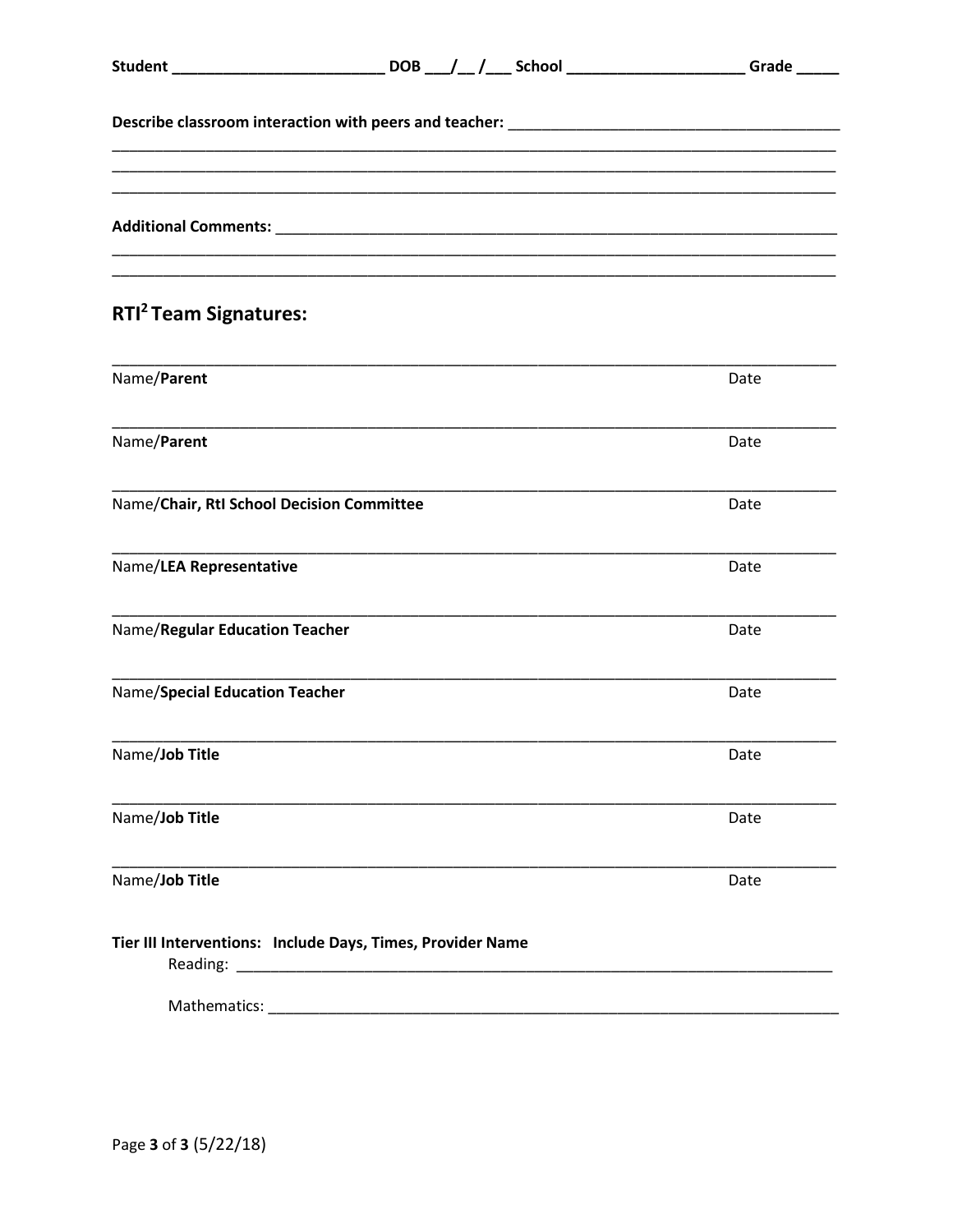**Student _________________________ DOB ___/__ /___ School _____________________ Grade _____**

**Describe classroom interaction with peers and teacher:** _______________________________________

_____________________________________________________________________________________

_____________________________________________________________________________________

_____________________________________________________________________________________

**Additional Comments:** ______________________________________________________________________

_____________________________________________________________________________________

_____________________________________________________________________________________

## RTI$^2$ Team Signatures:

_____________________________________________________________________________________

Name/**Parent** Date

_____________________________________________________________________________________

Name/**Parent** Date

_____________________________________________________________________________________

Name/**Chair, RtI School Decision Committee** Date

_____________________________________________________________________________________

Name/**LEA Representative** Date

_____________________________________________________________________________________

Name/**Regular Education Teacher** Date

_____________________________________________________________________________________

Name/**Special Education Teacher** Date

_____________________________________________________________________________________

Name/**Job Title** Date

_____________________________________________________________________________________

Name/**Job Title** Date

_____________________________________________________________________________________

Name/**Job Title** Date

**Tier III Interventions: Include Days, Times, Provider Name**

Reading: ___________________________________________________________________________

Mathematics: _______________________________________________________________________

(5/22/18)